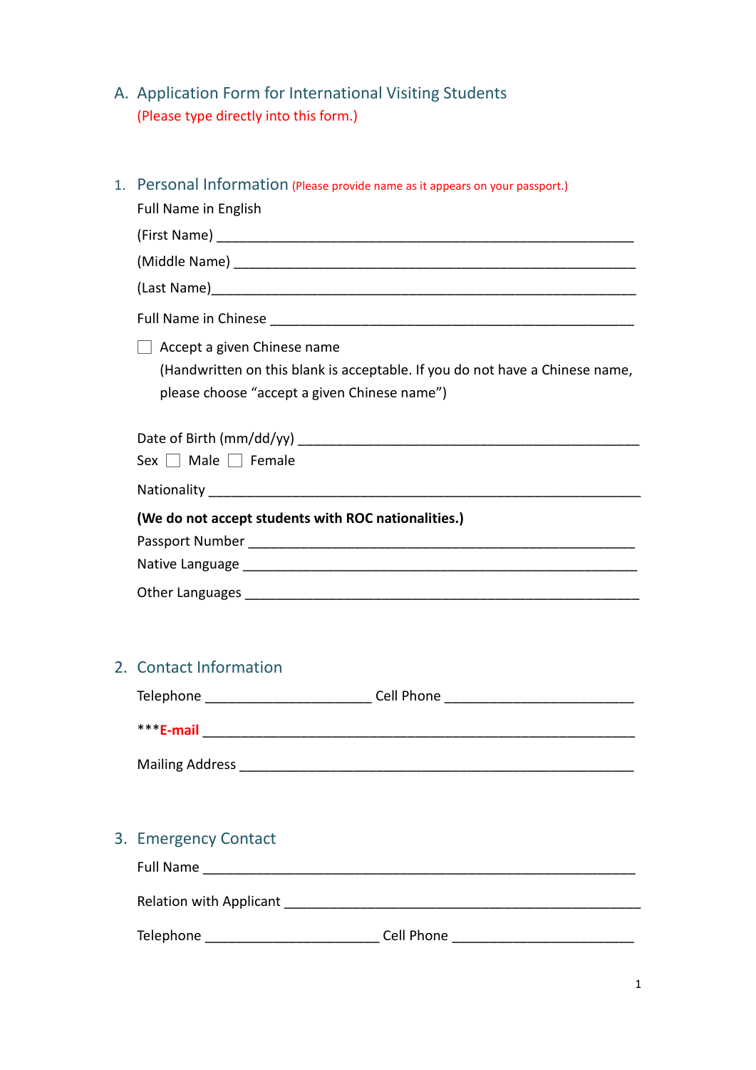# A. Application Form for International Visiting Students

(Please type directly into this form.)

## 1. Personal Information (Please provide name as it appears on your passport.)

Full Name in English

(First Name) ____________________________________________________________

(Middle Name) __________________________________________________________

(Last Name)______________________________________________________________

Full Name in Chinese ____________________________________________________

☐ Accept a given Chinese name

(Handwritten on this blank is acceptable. If you do not have a Chinese name, please choose “accept a given Chinese name”)

Date of Birth (mm/dd/yy) _________________________________________________

Sex ☐ Male ☐ Female

Nationality _____________________________________________________________

**(We do not accept students with ROC nationalities.)**

Passport Number _________________________________________________________

Native Language _________________________________________________________

Other Languages _________________________________________________________

## 2. Contact Information

Telephone ______________________ Cell Phone _________________________

***E-mail _______________________________________________________________

Mailing Address _________________________________________________________

## 3. Emergency Contact

Full Name _______________________________________________________________

Relation with Applicant ___________________________________________________

Telephone _______________________ Cell Phone ________________________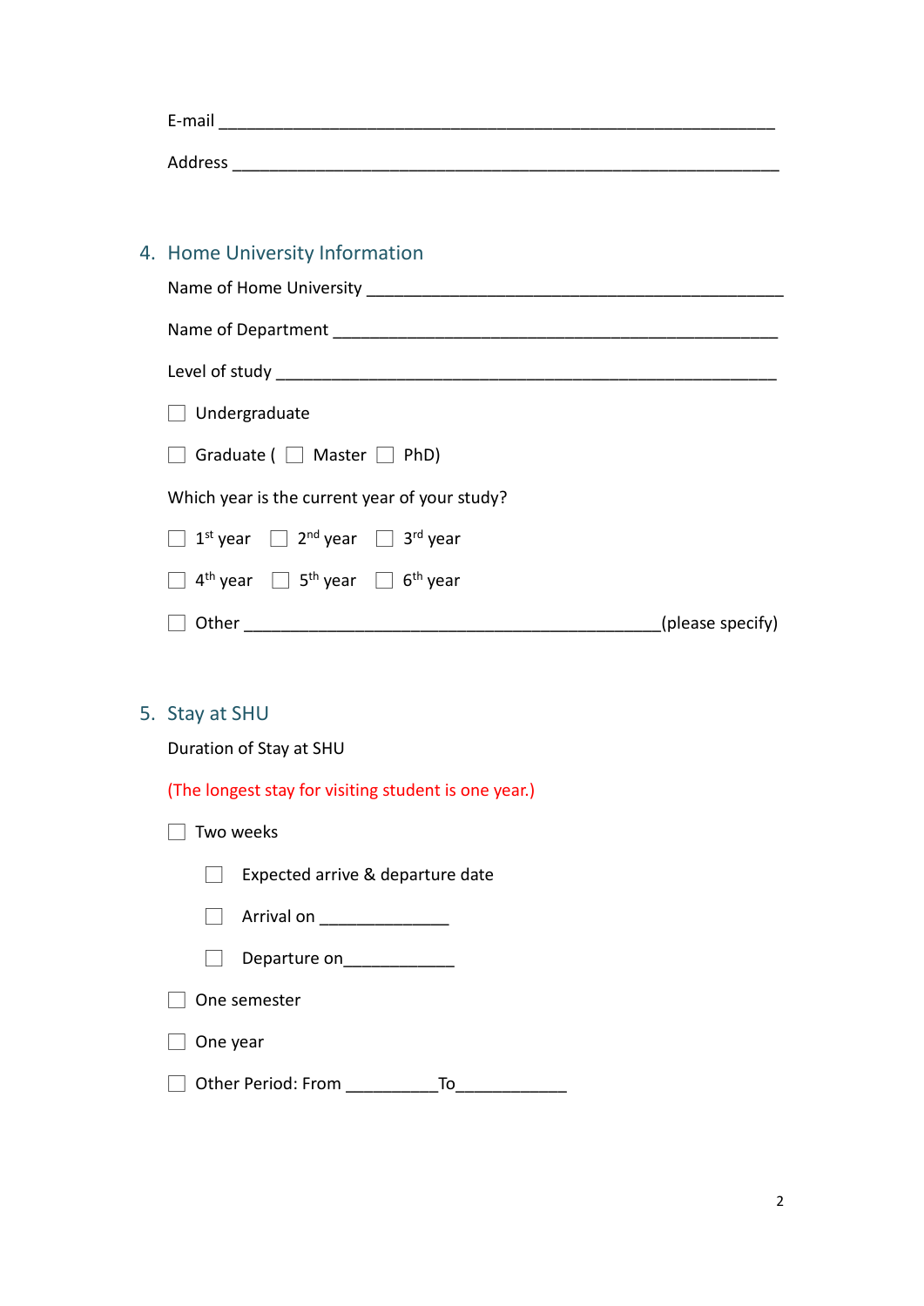E-mail ______________________________________________________________

Address ______________________________________________________________

## 4. Home University Information

Name of Home University ____________________________________________

Name of Department ________________________________________________

Level of study ______________________________________________________

☐ Undergraduate

☐ Graduate ( ☐ Master ☐ PhD)

Which year is the current year of your study?

☐ 1st year ☐ 2nd year ☐ 3rd year

☐ 4th year ☐ 5th year ☐ 6th year

☐ Other ____________________________________________(please specify)

## 5. Stay at SHU

Duration of Stay at SHU

(The longest stay for visiting student is one year.)

☐ Two weeks

- ☐ Expected arrive & departure date
- ☐ Arrival on ______________
- ☐ Departure on____________

☐ One semester

☐ One year

☐ Other Period: From __________To____________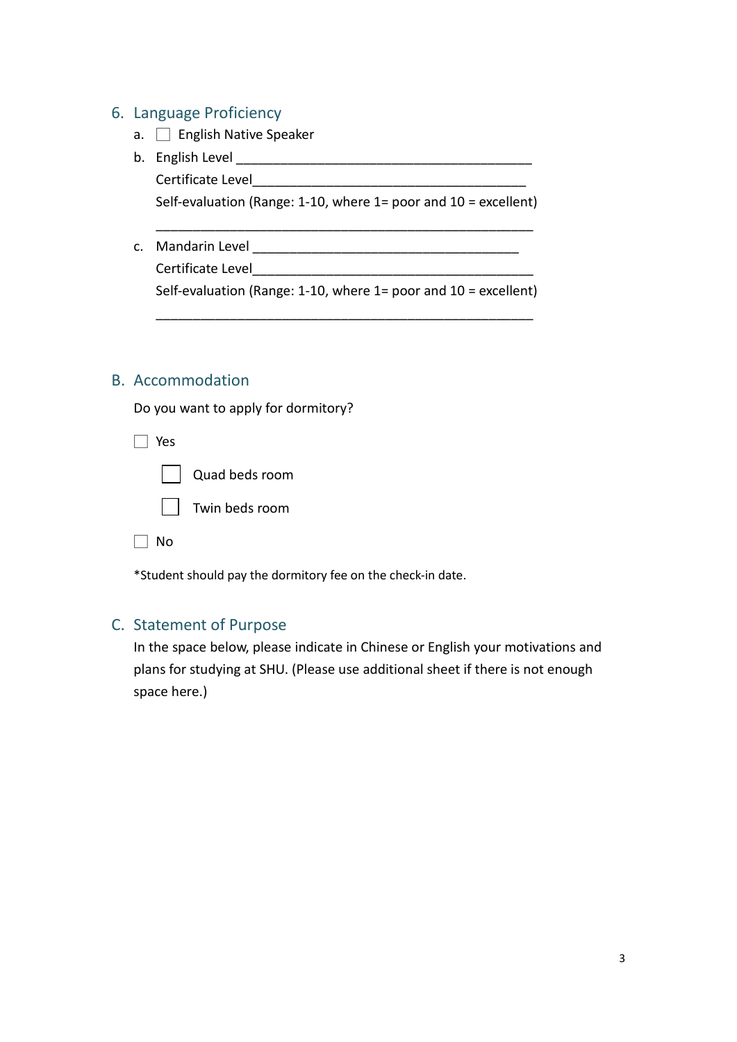## 6. Language Proficiency

a. ☐ English Native Speaker

b. English Level ________________________________________

   Certificate Level____________________________________

   Self-evaluation (Range: 1-10, where 1= poor and 10 = excellent)

   ____________________________________________________

c. Mandarin Level ___________________________________

   Certificate Level______________________________________

   Self-evaluation (Range: 1-10, where 1= poor and 10 = excellent)

   ____________________________________________________

## B. Accommodation

Do you want to apply for dormitory?

☐ Yes

   ☐ Quad beds room

   ☐ Twin beds room

☐ No

*Student should pay the dormitory fee on the check-in date.

## C. Statement of Purpose

In the space below, please indicate in Chinese or English your motivations and plans for studying at SHU. (Please use additional sheet if there is not enough space here.)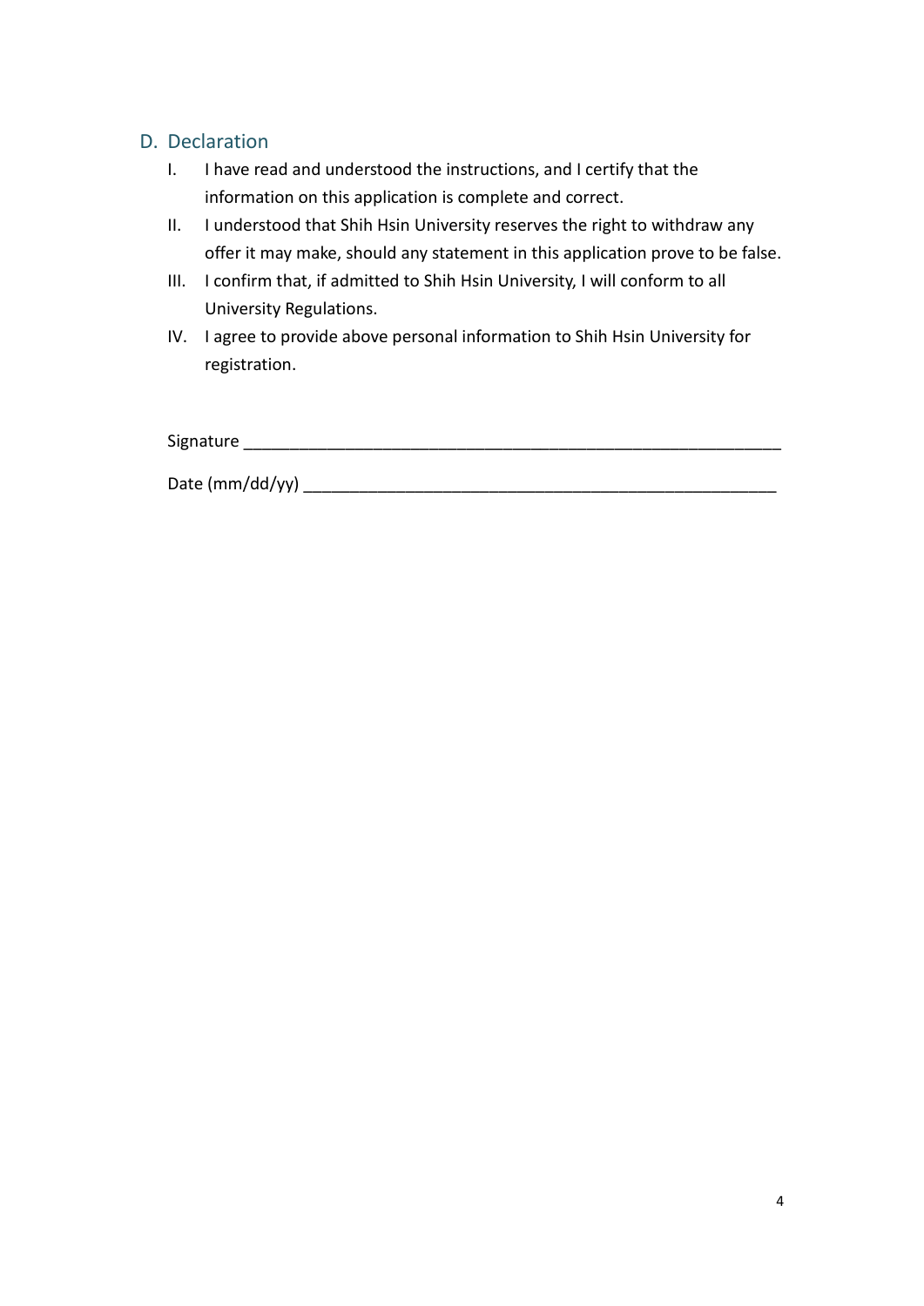## D. Declaration

I. I have read and understood the instructions, and I certify that the information on this application is complete and correct.

II. I understood that Shih Hsin University reserves the right to withdraw any offer it may make, should any statement in this application prove to be false.

III. I confirm that, if admitted to Shih Hsin University, I will conform to all University Regulations.

IV. I agree to provide above personal information to Shih Hsin University for registration.

Signature ___________________________________________________________

Date (mm/dd/yy) ____________________________________________________